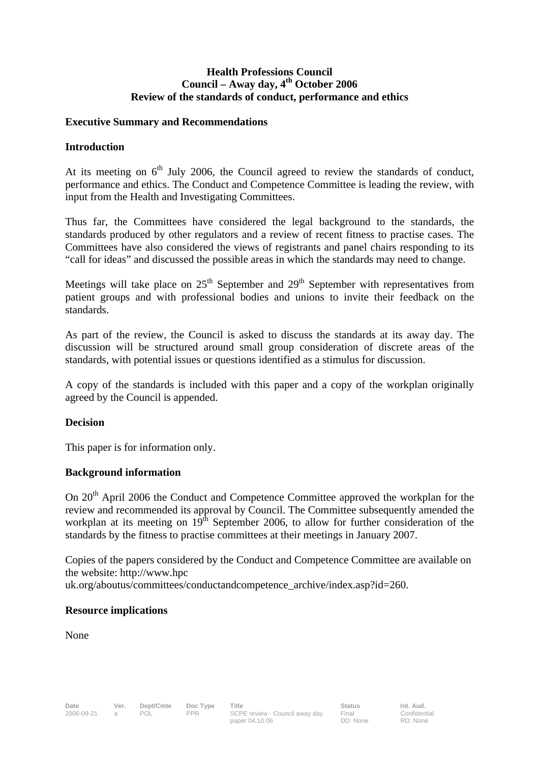**Health Professions Council**
**Council – Away day, 4th October 2006**
**Review of the standards of conduct, performance and ethics**

## Executive Summary and Recommendations

### Introduction

At its meeting on 6th July 2006, the Council agreed to review the standards of conduct, performance and ethics. The Conduct and Competence Committee is leading the review, with input from the Health and Investigating Committees.

Thus far, the Committees have considered the legal background to the standards, the standards produced by other regulators and a review of recent fitness to practise cases. The Committees have also considered the views of registrants and panel chairs responding to its "call for ideas" and discussed the possible areas in which the standards may need to change.

Meetings will take place on 25th September and 29th September with representatives from patient groups and with professional bodies and unions to invite their feedback on the standards.

As part of the review, the Council is asked to discuss the standards at its away day. The discussion will be structured around small group consideration of discrete areas of the standards, with potential issues or questions identified as a stimulus for discussion.

A copy of the standards is included with this paper and a copy of the workplan originally agreed by the Council is appended.

### Decision

This paper is for information only.

### Background information

On 20th April 2006 the Conduct and Competence Committee approved the workplan for the review and recommended its approval by Council. The Committee subsequently amended the workplan at its meeting on 19th September 2006, to allow for further consideration of the standards by the fitness to practise committees at their meetings in January 2007.

Copies of the papers considered by the Conduct and Competence Committee are available on the website: http://www.hpc uk.org/aboutus/committees/conductandcompetence_archive/index.asp?id=260.

### Resource implications

None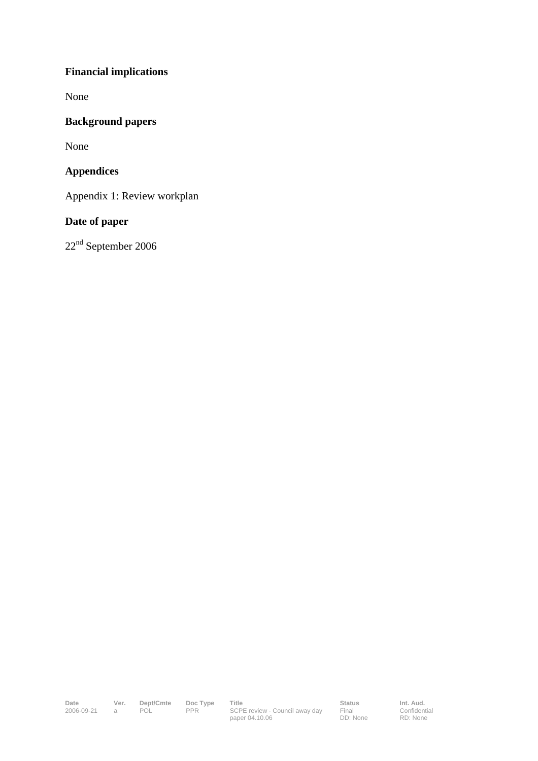**Financial implications**

None

**Background papers**

None

**Appendices**

Appendix 1: Review workplan

**Date of paper**

22nd September 2006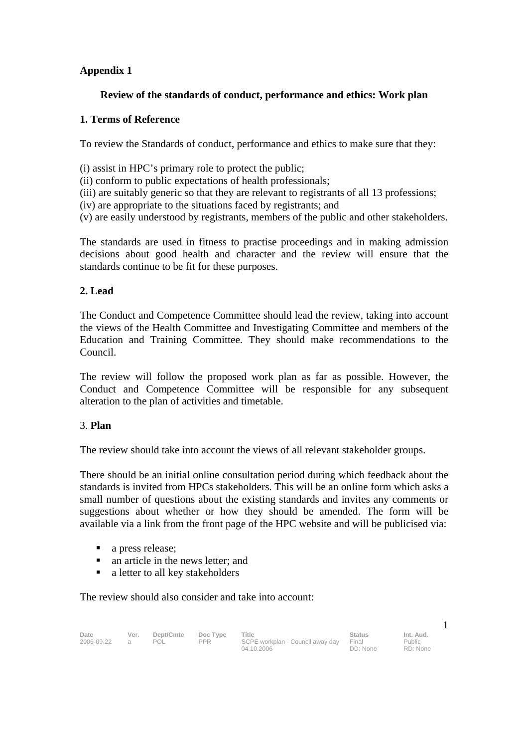**Appendix 1**

**Review of the standards of conduct, performance and ethics: Work plan**

**1. Terms of Reference**

To review the Standards of conduct, performance and ethics to make sure that they:

(i) assist in HPC's primary role to protect the public;
(ii) conform to public expectations of health professionals;
(iii) are suitably generic so that they are relevant to registrants of all 13 professions;
(iv) are appropriate to the situations faced by registrants; and
(v) are easily understood by registrants, members of the public and other stakeholders.

The standards are used in fitness to practise proceedings and in making admission decisions about good health and character and the review will ensure that the standards continue to be fit for these purposes.

**2. Lead**

The Conduct and Competence Committee should lead the review, taking into account the views of the Health Committee and Investigating Committee and members of the Education and Training Committee. They should make recommendations to the Council.

The review will follow the proposed work plan as far as possible. However, the Conduct and Competence Committee will be responsible for any subsequent alteration to the plan of activities and timetable.

3. **Plan**

The review should take into account the views of all relevant stakeholder groups.

There should be an initial online consultation period during which feedback about the standards is invited from HPCs stakeholders. This will be an online form which asks a small number of questions about the existing standards and invites any comments or suggestions about whether or how they should be amended. The form will be available via a link from the front page of the HPC website and will be publicised via:

- a press release;
- an article in the news letter; and
- a letter to all key stakeholders

The review should also consider and take into account: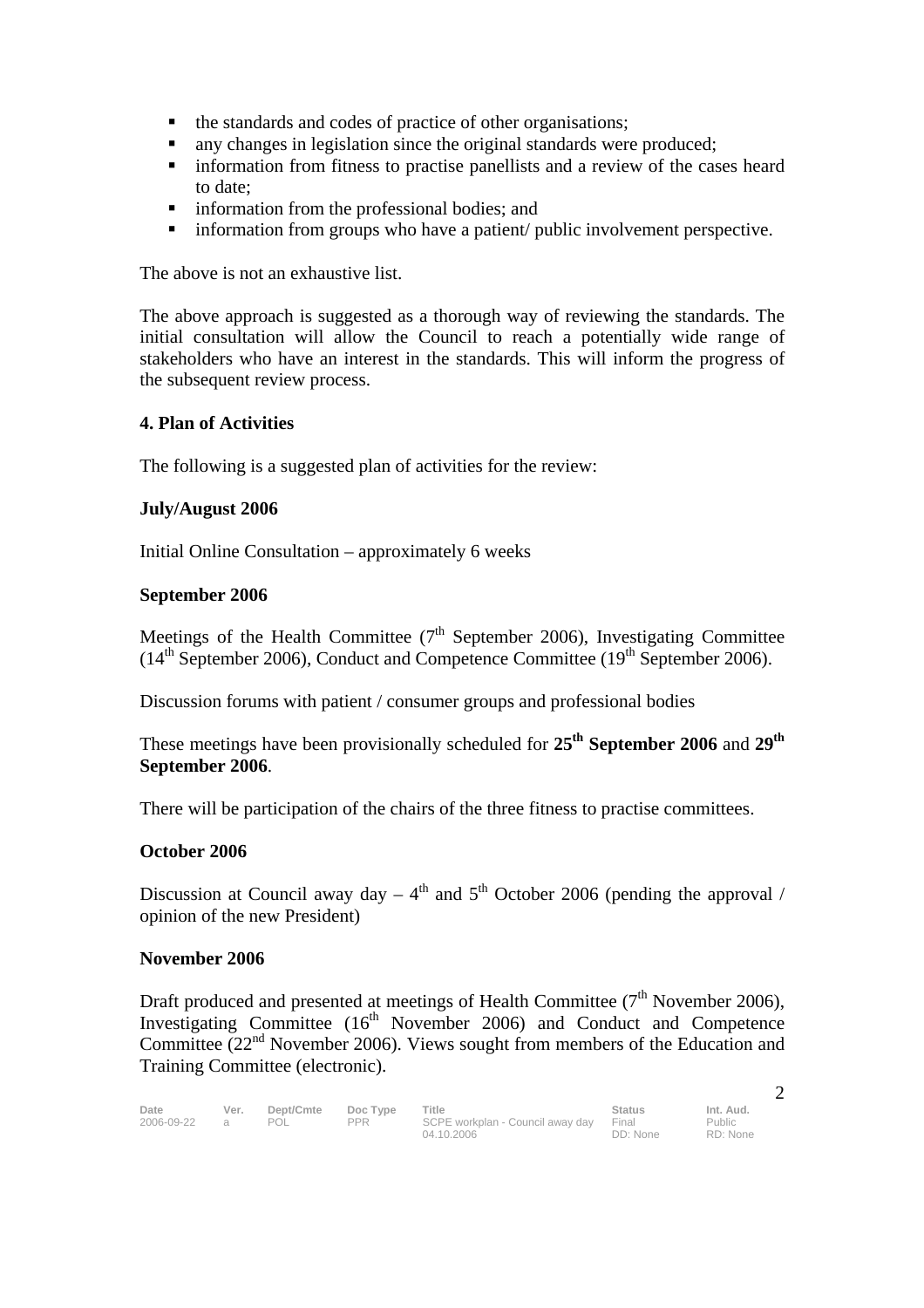- the standards and codes of practice of other organisations;
- any changes in legislation since the original standards were produced;
- information from fitness to practise panellists and a review of the cases heard to date;
- information from the professional bodies; and
- information from groups who have a patient/ public involvement perspective.

The above is not an exhaustive list.

The above approach is suggested as a thorough way of reviewing the standards. The initial consultation will allow the Council to reach a potentially wide range of stakeholders who have an interest in the standards. This will inform the progress of the subsequent review process.

**4. Plan of Activities**

The following is a suggested plan of activities for the review:

**July/August 2006**

Initial Online Consultation – approximately 6 weeks

**September 2006**

Meetings of the Health Committee (7th September 2006), Investigating Committee (14th September 2006), Conduct and Competence Committee (19th September 2006).

Discussion forums with patient / consumer groups and professional bodies

These meetings have been provisionally scheduled for **25th September 2006** and **29th September 2006**.

There will be participation of the chairs of the three fitness to practise committees.

**October 2006**

Discussion at Council away day – 4th and 5th October 2006 (pending the approval / opinion of the new President)

**November 2006**

Draft produced and presented at meetings of Health Committee (7th November 2006), Investigating Committee (16th November 2006) and Conduct and Competence Committee (22nd November 2006). Views sought from members of the Education and Training Committee (electronic).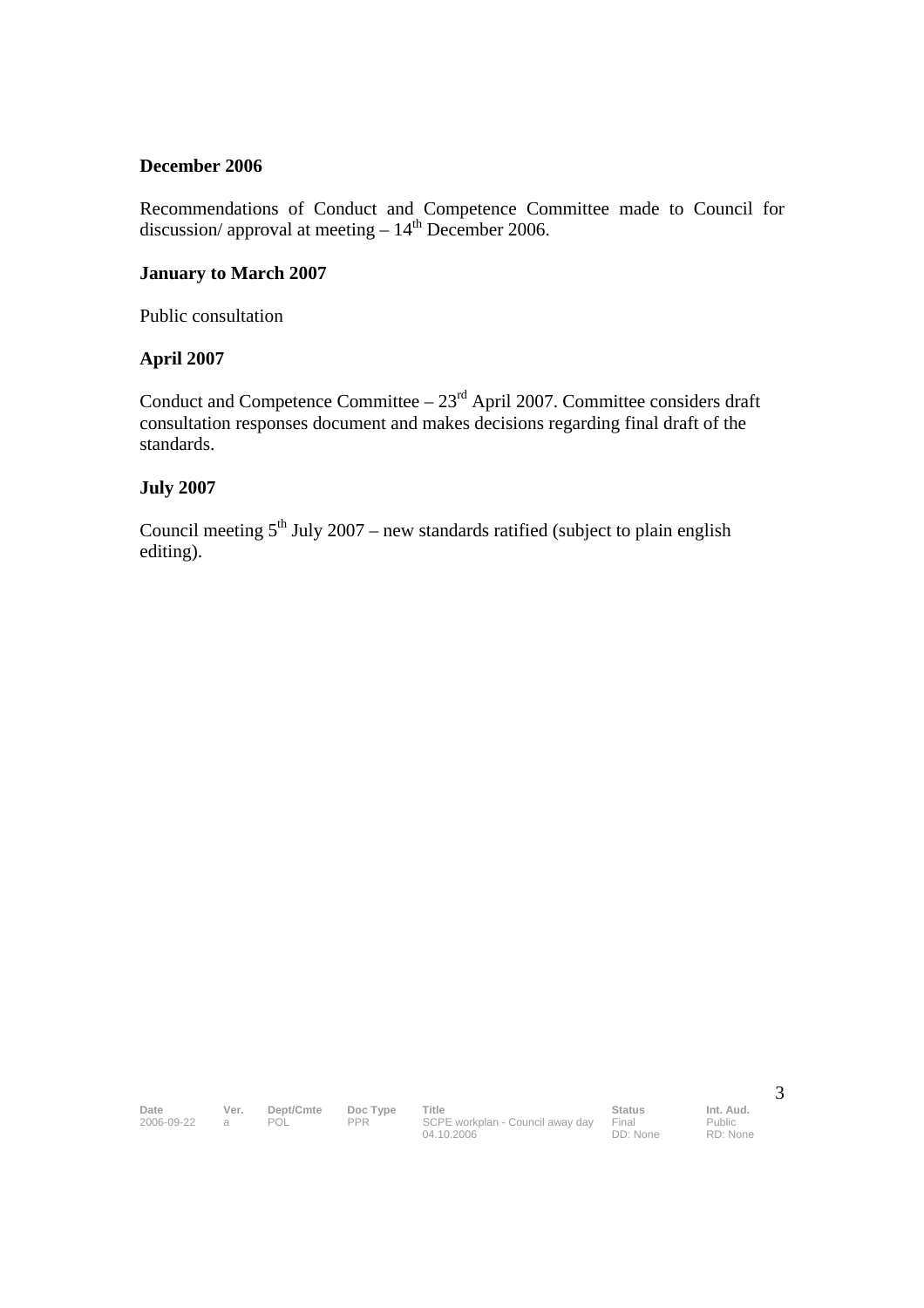**December 2006**

Recommendations of Conduct and Competence Committee made to Council for discussion/ approval at meeting – 14th December 2006.

**January to March 2007**

Public consultation

**April 2007**

Conduct and Competence Committee – 23rd April 2007. Committee considers draft consultation responses document and makes decisions regarding final draft of the standards.

**July 2007**

Council meeting 5th July 2007 – new standards ratified (subject to plain english editing).